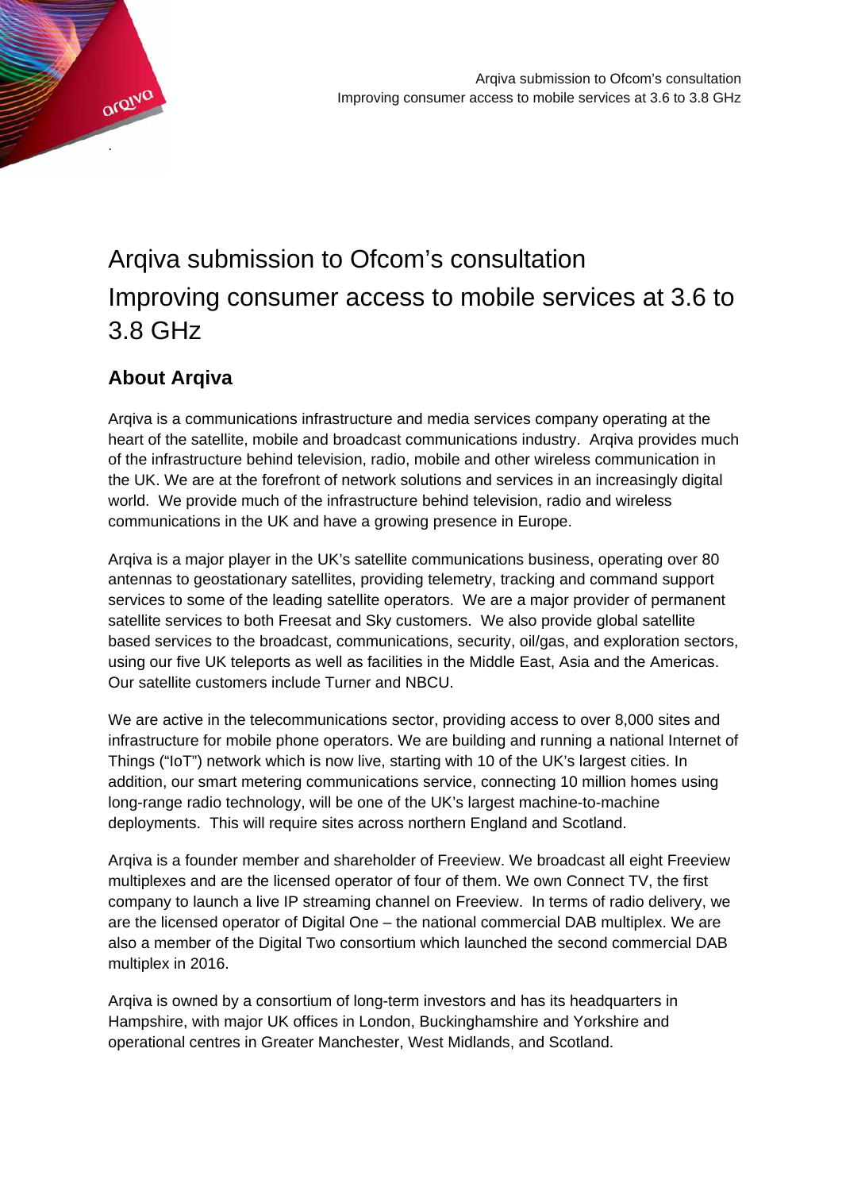# Arqiva submission to Ofcom's consultation
# Improving consumer access to mobile services at 3.6 to 3.8 GHz

## About Arqiva

Arqiva is a communications infrastructure and media services company operating at the heart of the satellite, mobile and broadcast communications industry. Arqiva provides much of the infrastructure behind television, radio, mobile and other wireless communication in the UK. We are at the forefront of network solutions and services in an increasingly digital world. We provide much of the infrastructure behind television, radio and wireless communications in the UK and have a growing presence in Europe.

Arqiva is a major player in the UK's satellite communications business, operating over 80 antennas to geostationary satellites, providing telemetry, tracking and command support services to some of the leading satellite operators. We are a major provider of permanent satellite services to both Freesat and Sky customers. We also provide global satellite based services to the broadcast, communications, security, oil/gas, and exploration sectors, using our five UK teleports as well as facilities in the Middle East, Asia and the Americas. Our satellite customers include Turner and NBCU.

We are active in the telecommunications sector, providing access to over 8,000 sites and infrastructure for mobile phone operators. We are building and running a national Internet of Things ("IoT") network which is now live, starting with 10 of the UK's largest cities. In addition, our smart metering communications service, connecting 10 million homes using long-range radio technology, will be one of the UK's largest machine-to-machine deployments. This will require sites across northern England and Scotland.

Arqiva is a founder member and shareholder of Freeview. We broadcast all eight Freeview multiplexes and are the licensed operator of four of them. We own Connect TV, the first company to launch a live IP streaming channel on Freeview. In terms of radio delivery, we are the licensed operator of Digital One – the national commercial DAB multiplex. We are also a member of the Digital Two consortium which launched the second commercial DAB multiplex in 2016.

Arqiva is owned by a consortium of long-term investors and has its headquarters in Hampshire, with major UK offices in London, Buckinghamshire and Yorkshire and operational centres in Greater Manchester, West Midlands, and Scotland.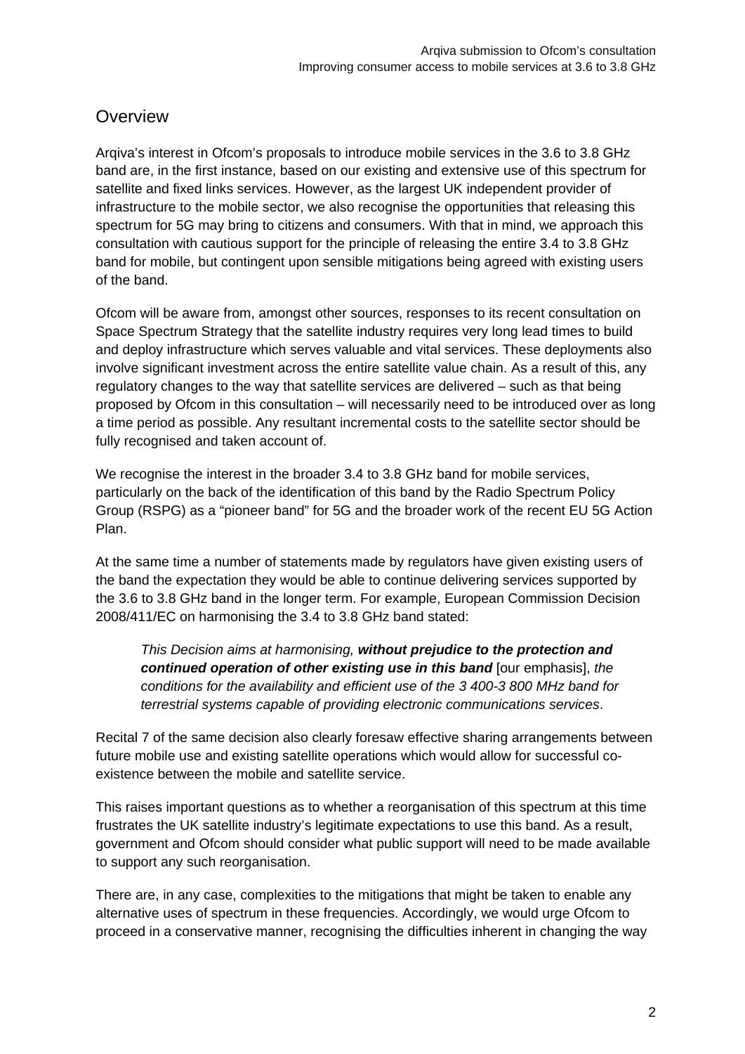## Overview

Arqiva's interest in Ofcom's proposals to introduce mobile services in the 3.6 to 3.8 GHz band are, in the first instance, based on our existing and extensive use of this spectrum for satellite and fixed links services. However, as the largest UK independent provider of infrastructure to the mobile sector, we also recognise the opportunities that releasing this spectrum for 5G may bring to citizens and consumers. With that in mind, we approach this consultation with cautious support for the principle of releasing the entire 3.4 to 3.8 GHz band for mobile, but contingent upon sensible mitigations being agreed with existing users of the band.

Ofcom will be aware from, amongst other sources, responses to its recent consultation on Space Spectrum Strategy that the satellite industry requires very long lead times to build and deploy infrastructure which serves valuable and vital services. These deployments also involve significant investment across the entire satellite value chain. As a result of this, any regulatory changes to the way that satellite services are delivered – such as that being proposed by Ofcom in this consultation – will necessarily need to be introduced over as long a time period as possible. Any resultant incremental costs to the satellite sector should be fully recognised and taken account of.

We recognise the interest in the broader 3.4 to 3.8 GHz band for mobile services, particularly on the back of the identification of this band by the Radio Spectrum Policy Group (RSPG) as a "pioneer band" for 5G and the broader work of the recent EU 5G Action Plan.

At the same time a number of statements made by regulators have given existing users of the band the expectation they would be able to continue delivering services supported by the 3.6 to 3.8 GHz band in the longer term. For example, European Commission Decision 2008/411/EC on harmonising the 3.4 to 3.8 GHz band stated:

> *This Decision aims at harmonising, **without prejudice to the protection and continued operation of other existing use in this band*** [our emphasis], *the conditions for the availability and efficient use of the 3 400-3 800 MHz band for terrestrial systems capable of providing electronic communications services*.

Recital 7 of the same decision also clearly foresaw effective sharing arrangements between future mobile use and existing satellite operations which would allow for successful co-existence between the mobile and satellite service.

This raises important questions as to whether a reorganisation of this spectrum at this time frustrates the UK satellite industry's legitimate expectations to use this band. As a result, government and Ofcom should consider what public support will need to be made available to support any such reorganisation.

There are, in any case, complexities to the mitigations that might be taken to enable any alternative uses of spectrum in these frequencies. Accordingly, we would urge Ofcom to proceed in a conservative manner, recognising the difficulties inherent in changing the way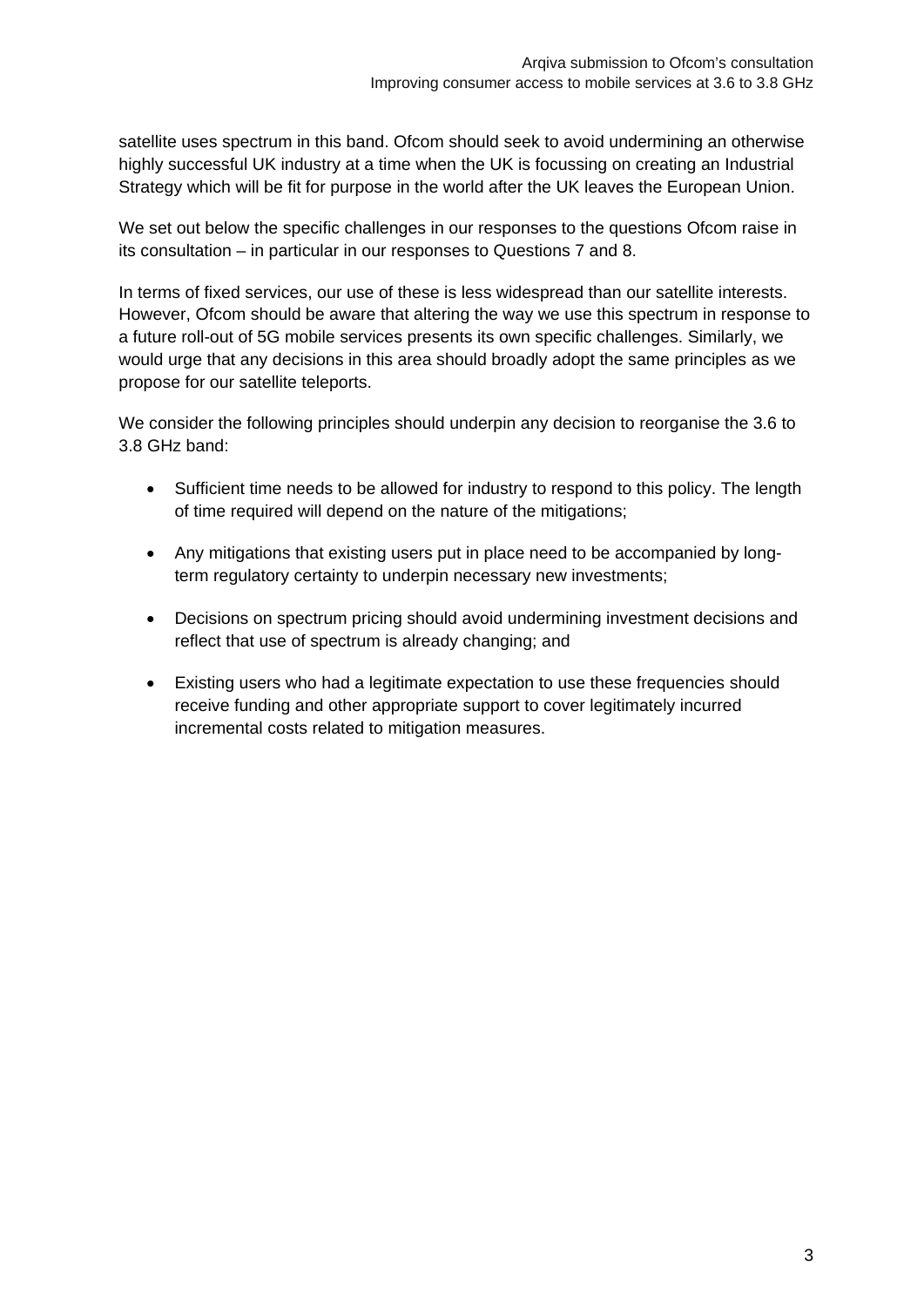satellite uses spectrum in this band. Ofcom should seek to avoid undermining an otherwise highly successful UK industry at a time when the UK is focussing on creating an Industrial Strategy which will be fit for purpose in the world after the UK leaves the European Union.

We set out below the specific challenges in our responses to the questions Ofcom raise in its consultation – in particular in our responses to Questions 7 and 8.

In terms of fixed services, our use of these is less widespread than our satellite interests. However, Ofcom should be aware that altering the way we use this spectrum in response to a future roll-out of 5G mobile services presents its own specific challenges. Similarly, we would urge that any decisions in this area should broadly adopt the same principles as we propose for our satellite teleports.

We consider the following principles should underpin any decision to reorganise the 3.6 to 3.8 GHz band:

- Sufficient time needs to be allowed for industry to respond to this policy. The length of time required will depend on the nature of the mitigations;
- Any mitigations that existing users put in place need to be accompanied by long-term regulatory certainty to underpin necessary new investments;
- Decisions on spectrum pricing should avoid undermining investment decisions and reflect that use of spectrum is already changing; and
- Existing users who had a legitimate expectation to use these frequencies should receive funding and other appropriate support to cover legitimately incurred incremental costs related to mitigation measures.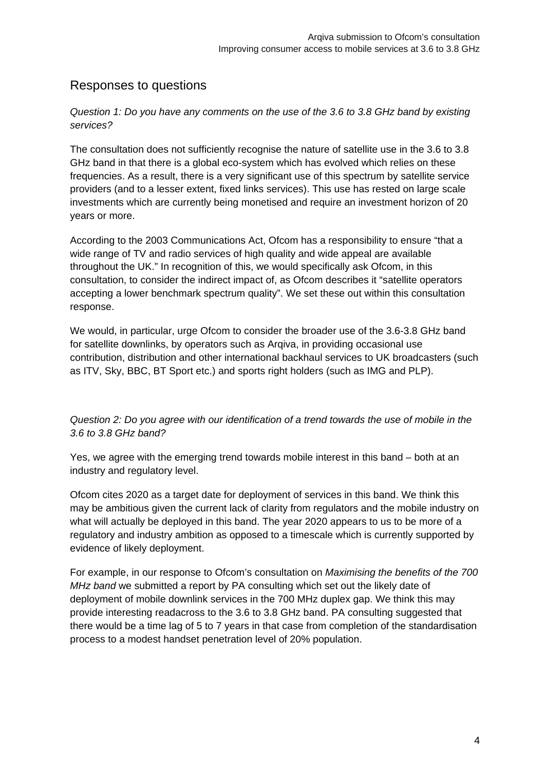## Responses to questions

*Question 1: Do you have any comments on the use of the 3.6 to 3.8 GHz band by existing services?*

The consultation does not sufficiently recognise the nature of satellite use in the 3.6 to 3.8 GHz band in that there is a global eco-system which has evolved which relies on these frequencies. As a result, there is a very significant use of this spectrum by satellite service providers (and to a lesser extent, fixed links services). This use has rested on large scale investments which are currently being monetised and require an investment horizon of 20 years or more.

According to the 2003 Communications Act, Ofcom has a responsibility to ensure "that a wide range of TV and radio services of high quality and wide appeal are available throughout the UK." In recognition of this, we would specifically ask Ofcom, in this consultation, to consider the indirect impact of, as Ofcom describes it "satellite operators accepting a lower benchmark spectrum quality". We set these out within this consultation response.

We would, in particular, urge Ofcom to consider the broader use of the 3.6-3.8 GHz band for satellite downlinks, by operators such as Arqiva, in providing occasional use contribution, distribution and other international backhaul services to UK broadcasters (such as ITV, Sky, BBC, BT Sport etc.) and sports right holders (such as IMG and PLP).

*Question 2: Do you agree with our identification of a trend towards the use of mobile in the 3.6 to 3.8 GHz band?*

Yes, we agree with the emerging trend towards mobile interest in this band – both at an industry and regulatory level.

Ofcom cites 2020 as a target date for deployment of services in this band. We think this may be ambitious given the current lack of clarity from regulators and the mobile industry on what will actually be deployed in this band. The year 2020 appears to us to be more of a regulatory and industry ambition as opposed to a timescale which is currently supported by evidence of likely deployment.

For example, in our response to Ofcom's consultation on *Maximising the benefits of the 700 MHz band* we submitted a report by PA consulting which set out the likely date of deployment of mobile downlink services in the 700 MHz duplex gap. We think this may provide interesting readacross to the 3.6 to 3.8 GHz band. PA consulting suggested that there would be a time lag of 5 to 7 years in that case from completion of the standardisation process to a modest handset penetration level of 20% population.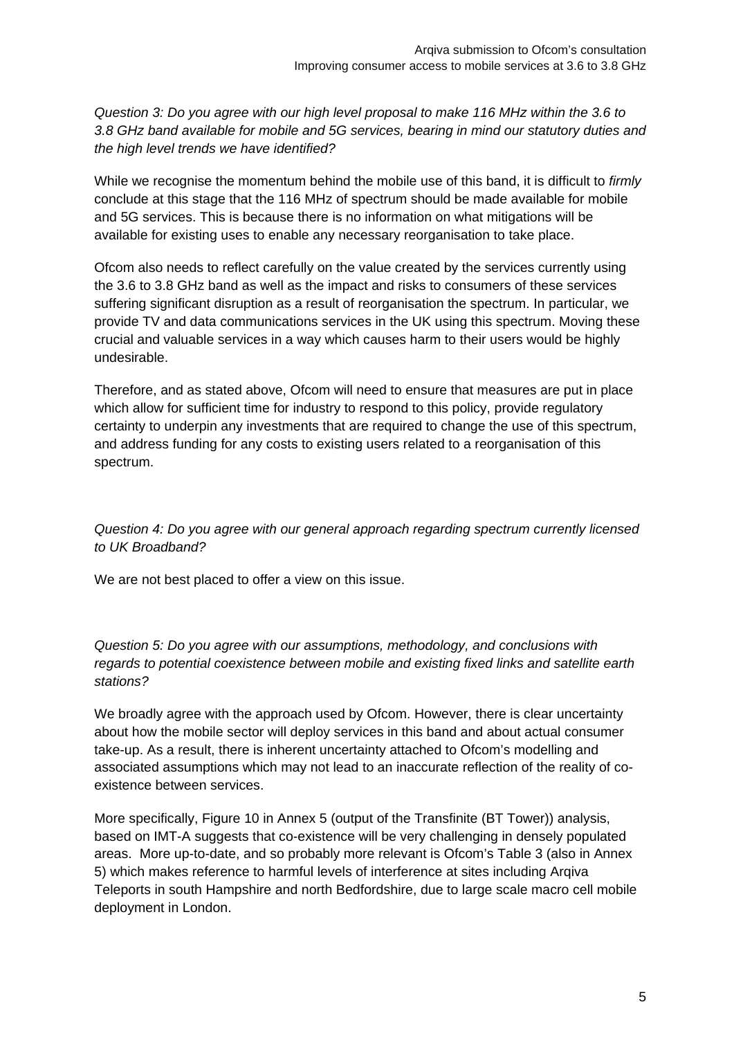*Question 3: Do you agree with our high level proposal to make 116 MHz within the 3.6 to 3.8 GHz band available for mobile and 5G services, bearing in mind our statutory duties and the high level trends we have identified?*

While we recognise the momentum behind the mobile use of this band, it is difficult to *firmly* conclude at this stage that the 116 MHz of spectrum should be made available for mobile and 5G services. This is because there is no information on what mitigations will be available for existing uses to enable any necessary reorganisation to take place.

Ofcom also needs to reflect carefully on the value created by the services currently using the 3.6 to 3.8 GHz band as well as the impact and risks to consumers of these services suffering significant disruption as a result of reorganisation the spectrum. In particular, we provide TV and data communications services in the UK using this spectrum. Moving these crucial and valuable services in a way which causes harm to their users would be highly undesirable.

Therefore, and as stated above, Ofcom will need to ensure that measures are put in place which allow for sufficient time for industry to respond to this policy, provide regulatory certainty to underpin any investments that are required to change the use of this spectrum, and address funding for any costs to existing users related to a reorganisation of this spectrum.

*Question 4: Do you agree with our general approach regarding spectrum currently licensed to UK Broadband?*

We are not best placed to offer a view on this issue.

*Question 5: Do you agree with our assumptions, methodology, and conclusions with regards to potential coexistence between mobile and existing fixed links and satellite earth stations?*

We broadly agree with the approach used by Ofcom. However, there is clear uncertainty about how the mobile sector will deploy services in this band and about actual consumer take-up. As a result, there is inherent uncertainty attached to Ofcom's modelling and associated assumptions which may not lead to an inaccurate reflection of the reality of co-existence between services.

More specifically, Figure 10 in Annex 5 (output of the Transfinite (BT Tower)) analysis, based on IMT-A suggests that co-existence will be very challenging in densely populated areas. More up-to-date, and so probably more relevant is Ofcom's Table 3 (also in Annex 5) which makes reference to harmful levels of interference at sites including Arqiva Teleports in south Hampshire and north Bedfordshire, due to large scale macro cell mobile deployment in London.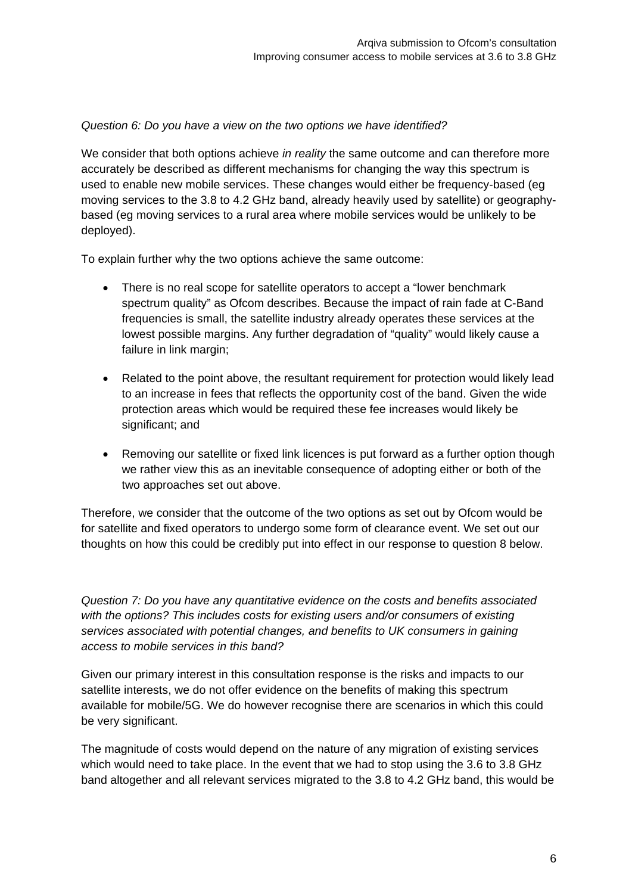*Question 6: Do you have a view on the two options we have identified?*

We consider that both options achieve *in reality* the same outcome and can therefore more accurately be described as different mechanisms for changing the way this spectrum is used to enable new mobile services. These changes would either be frequency-based (eg moving services to the 3.8 to 4.2 GHz band, already heavily used by satellite) or geography-based (eg moving services to a rural area where mobile services would be unlikely to be deployed).

To explain further why the two options achieve the same outcome:

- There is no real scope for satellite operators to accept a "lower benchmark spectrum quality" as Ofcom describes. Because the impact of rain fade at C-Band frequencies is small, the satellite industry already operates these services at the lowest possible margins. Any further degradation of "quality" would likely cause a failure in link margin;

- Related to the point above, the resultant requirement for protection would likely lead to an increase in fees that reflects the opportunity cost of the band. Given the wide protection areas which would be required these fee increases would likely be significant; and

- Removing our satellite or fixed link licences is put forward as a further option though we rather view this as an inevitable consequence of adopting either or both of the two approaches set out above.

Therefore, we consider that the outcome of the two options as set out by Ofcom would be for satellite and fixed operators to undergo some form of clearance event. We set out our thoughts on how this could be credibly put into effect in our response to question 8 below.

*Question 7: Do you have any quantitative evidence on the costs and benefits associated with the options? This includes costs for existing users and/or consumers of existing services associated with potential changes, and benefits to UK consumers in gaining access to mobile services in this band?*

Given our primary interest in this consultation response is the risks and impacts to our satellite interests, we do not offer evidence on the benefits of making this spectrum available for mobile/5G. We do however recognise there are scenarios in which this could be very significant.

The magnitude of costs would depend on the nature of any migration of existing services which would need to take place. In the event that we had to stop using the 3.6 to 3.8 GHz band altogether and all relevant services migrated to the 3.8 to 4.2 GHz band, this would be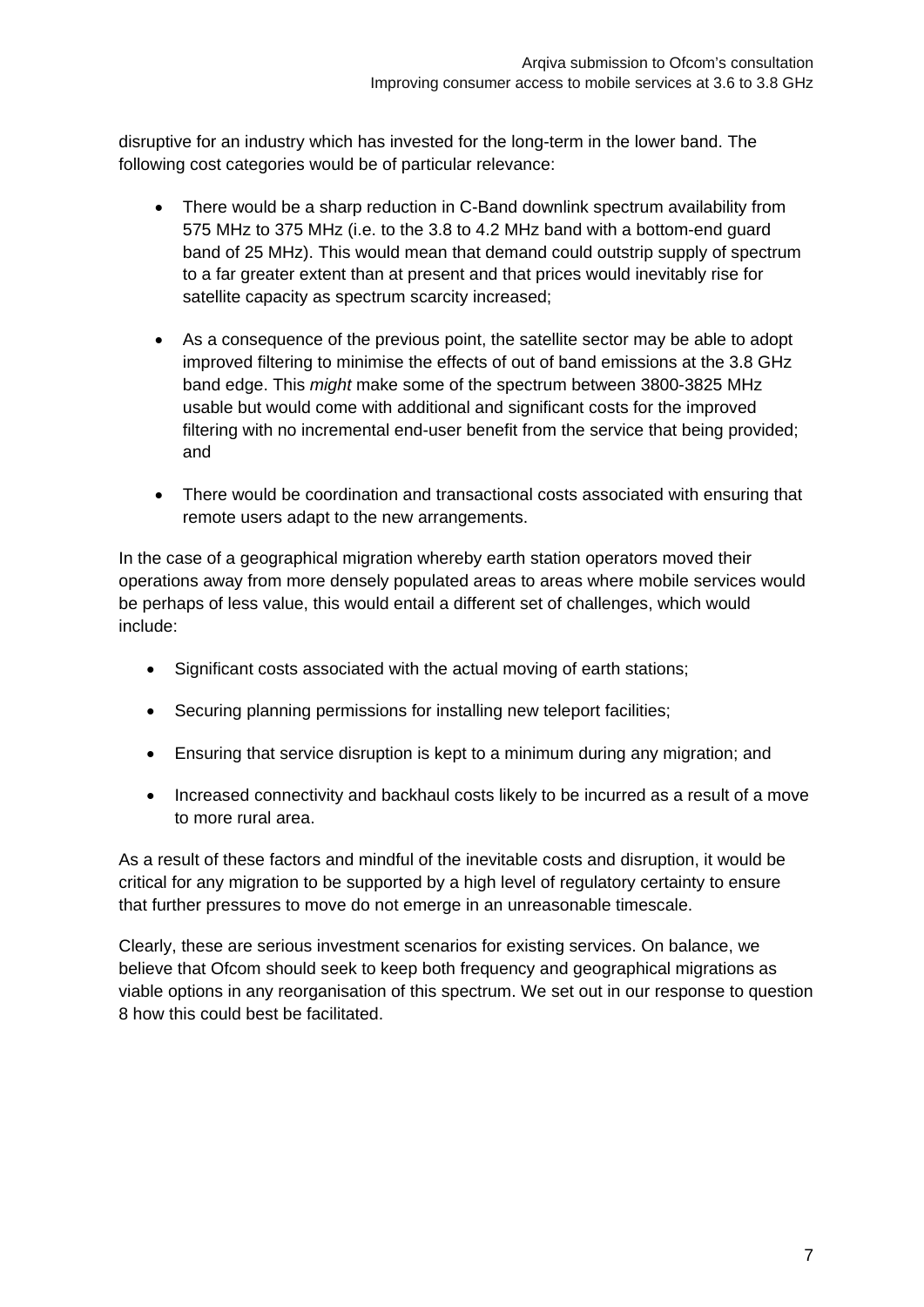disruptive for an industry which has invested for the long-term in the lower band. The following cost categories would be of particular relevance:

- There would be a sharp reduction in C-Band downlink spectrum availability from 575 MHz to 375 MHz (i.e. to the 3.8 to 4.2 MHz band with a bottom-end guard band of 25 MHz). This would mean that demand could outstrip supply of spectrum to a far greater extent than at present and that prices would inevitably rise for satellite capacity as spectrum scarcity increased;

- As a consequence of the previous point, the satellite sector may be able to adopt improved filtering to minimise the effects of out of band emissions at the 3.8 GHz band edge. This *might* make some of the spectrum between 3800-3825 MHz usable but would come with additional and significant costs for the improved filtering with no incremental end-user benefit from the service that being provided; and

- There would be coordination and transactional costs associated with ensuring that remote users adapt to the new arrangements.

In the case of a geographical migration whereby earth station operators moved their operations away from more densely populated areas to areas where mobile services would be perhaps of less value, this would entail a different set of challenges, which would include:

- Significant costs associated with the actual moving of earth stations;

- Securing planning permissions for installing new teleport facilities;

- Ensuring that service disruption is kept to a minimum during any migration; and

- Increased connectivity and backhaul costs likely to be incurred as a result of a move to more rural area.

As a result of these factors and mindful of the inevitable costs and disruption, it would be critical for any migration to be supported by a high level of regulatory certainty to ensure that further pressures to move do not emerge in an unreasonable timescale.

Clearly, these are serious investment scenarios for existing services. On balance, we believe that Ofcom should seek to keep both frequency and geographical migrations as viable options in any reorganisation of this spectrum. We set out in our response to question 8 how this could best be facilitated.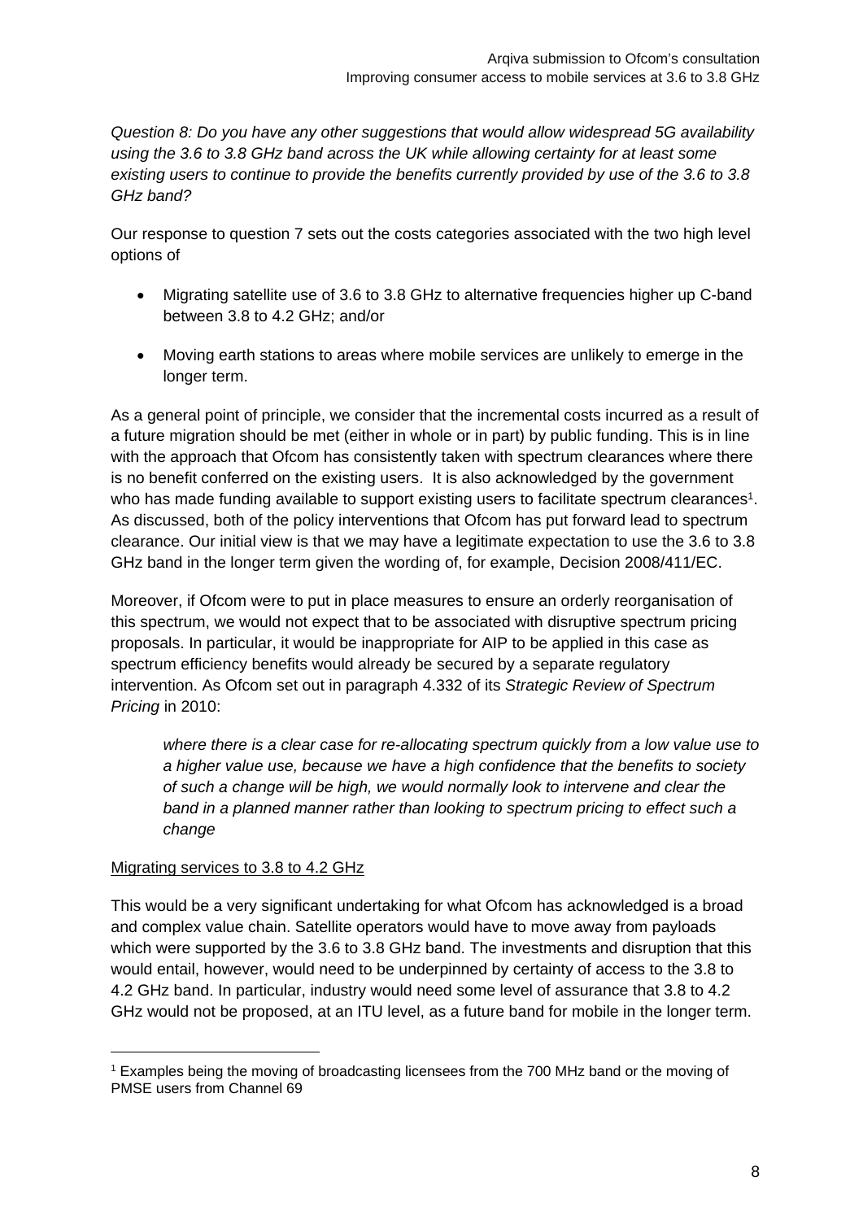*Question 8: Do you have any other suggestions that would allow widespread 5G availability using the 3.6 to 3.8 GHz band across the UK while allowing certainty for at least some existing users to continue to provide the benefits currently provided by use of the 3.6 to 3.8 GHz band?*

Our response to question 7 sets out the costs categories associated with the two high level options of

- Migrating satellite use of 3.6 to 3.8 GHz to alternative frequencies higher up C-band between 3.8 to 4.2 GHz; and/or
- Moving earth stations to areas where mobile services are unlikely to emerge in the longer term.

As a general point of principle, we consider that the incremental costs incurred as a result of a future migration should be met (either in whole or in part) by public funding. This is in line with the approach that Ofcom has consistently taken with spectrum clearances where there is no benefit conferred on the existing users. It is also acknowledged by the government who has made funding available to support existing users to facilitate spectrum clearances[1]. As discussed, both of the policy interventions that Ofcom has put forward lead to spectrum clearance. Our initial view is that we may have a legitimate expectation to use the 3.6 to 3.8 GHz band in the longer term given the wording of, for example, Decision 2008/411/EC.

Moreover, if Ofcom were to put in place measures to ensure an orderly reorganisation of this spectrum, we would not expect that to be associated with disruptive spectrum pricing proposals. In particular, it would be inappropriate for AIP to be applied in this case as spectrum efficiency benefits would already be secured by a separate regulatory intervention. As Ofcom set out in paragraph 4.332 of its *Strategic Review of Spectrum Pricing* in 2010:

> *where there is a clear case for re-allocating spectrum quickly from a low value use to a higher value use, because we have a high confidence that the benefits to society of such a change will be high, we would normally look to intervene and clear the band in a planned manner rather than looking to spectrum pricing to effect such a change*

<u>Migrating services to 3.8 to 4.2 GHz</u>

This would be a very significant undertaking for what Ofcom has acknowledged is a broad and complex value chain. Satellite operators would have to move away from payloads which were supported by the 3.6 to 3.8 GHz band. The investments and disruption that this would entail, however, would need to be underpinned by certainty of access to the 3.8 to 4.2 GHz band. In particular, industry would need some level of assurance that 3.8 to 4.2 GHz would not be proposed, at an ITU level, as a future band for mobile in the longer term.

---

[1] Examples being the moving of broadcasting licensees from the 700 MHz band or the moving of PMSE users from Channel 69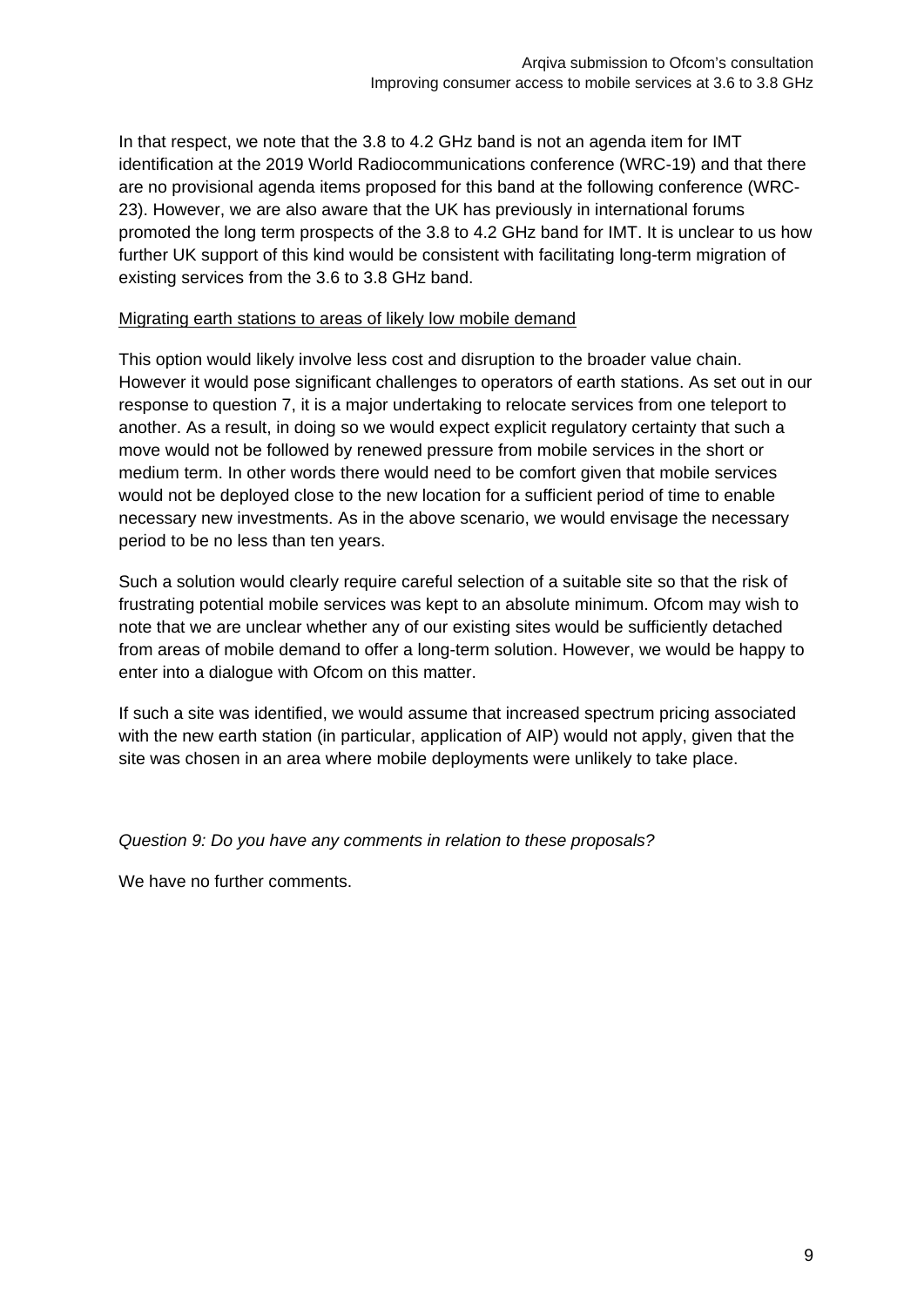In that respect, we note that the 3.8 to 4.2 GHz band is not an agenda item for IMT identification at the 2019 World Radiocommunications conference (WRC-19) and that there are no provisional agenda items proposed for this band at the following conference (WRC-23). However, we are also aware that the UK has previously in international forums promoted the long term prospects of the 3.8 to 4.2 GHz band for IMT. It is unclear to us how further UK support of this kind would be consistent with facilitating long-term migration of existing services from the 3.6 to 3.8 GHz band.

<u>Migrating earth stations to areas of likely low mobile demand</u>

This option would likely involve less cost and disruption to the broader value chain. However it would pose significant challenges to operators of earth stations. As set out in our response to question 7, it is a major undertaking to relocate services from one teleport to another. As a result, in doing so we would expect explicit regulatory certainty that such a move would not be followed by renewed pressure from mobile services in the short or medium term. In other words there would need to be comfort given that mobile services would not be deployed close to the new location for a sufficient period of time to enable necessary new investments. As in the above scenario, we would envisage the necessary period to be no less than ten years.

Such a solution would clearly require careful selection of a suitable site so that the risk of frustrating potential mobile services was kept to an absolute minimum. Ofcom may wish to note that we are unclear whether any of our existing sites would be sufficiently detached from areas of mobile demand to offer a long-term solution. However, we would be happy to enter into a dialogue with Ofcom on this matter.

If such a site was identified, we would assume that increased spectrum pricing associated with the new earth station (in particular, application of AIP) would not apply, given that the site was chosen in an area where mobile deployments were unlikely to take place.

*Question 9: Do you have any comments in relation to these proposals?*

We have no further comments.